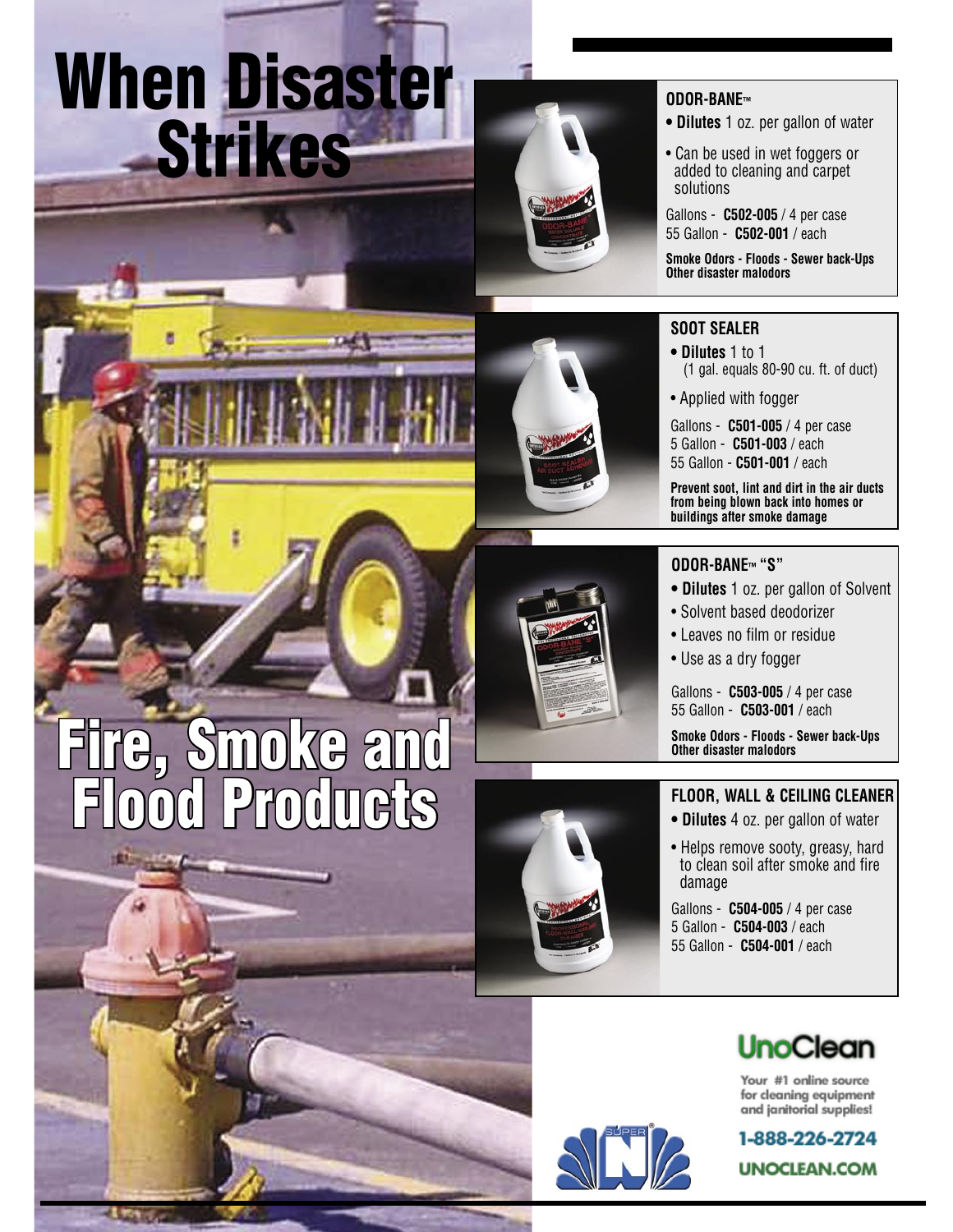# When Disaster Strikes

# Fire, Smoke and Flood Products

### ODOR-BANE™

- **Dilutes** 1 oz. per gallon of water
- Can be used in wet foggers or added to cleaning and carpet solutions

Gallons - **C502-005** / 4 per case
55 Gallon - **C502-001** / each

**Smoke Odors - Floods - Sewer back-Ups Other disaster malodors**

### SOOT SEALER

- **Dilutes** 1 to 1 (1 gal. equals 80-90 cu. ft. of duct)
- Applied with fogger

Gallons - **C501-005** / 4 per case
5 Gallon - **C501-003** / each
55 Gallon - **C501-001** / each

**Prevent soot, lint and dirt in the air ducts from being blown back into homes or buildings after smoke damage**

### ODOR-BANE™ "S"

- **Dilutes** 1 oz. per gallon of Solvent
- Solvent based deodorizer
- Leaves no film or residue
- Use as a dry fogger

Gallons - **C503-005** / 4 per case
55 Gallon - **C503-001** / each

**Smoke Odors - Floods - Sewer back-Ups Other disaster malodors**

### FLOOR, WALL & CEILING CLEANER

- **Dilutes** 4 oz. per gallon of water
- Helps remove sooty, greasy, hard to clean soil after smoke and fire damage

Gallons - **C504-005** / 4 per case
5 Gallon - **C504-003** / each
55 Gallon - **C504-001** / each

**UnoClean**

Your #1 online source for cleaning equipment and janitorial supplies!

1-888-226-2724

UNOCLEAN.COM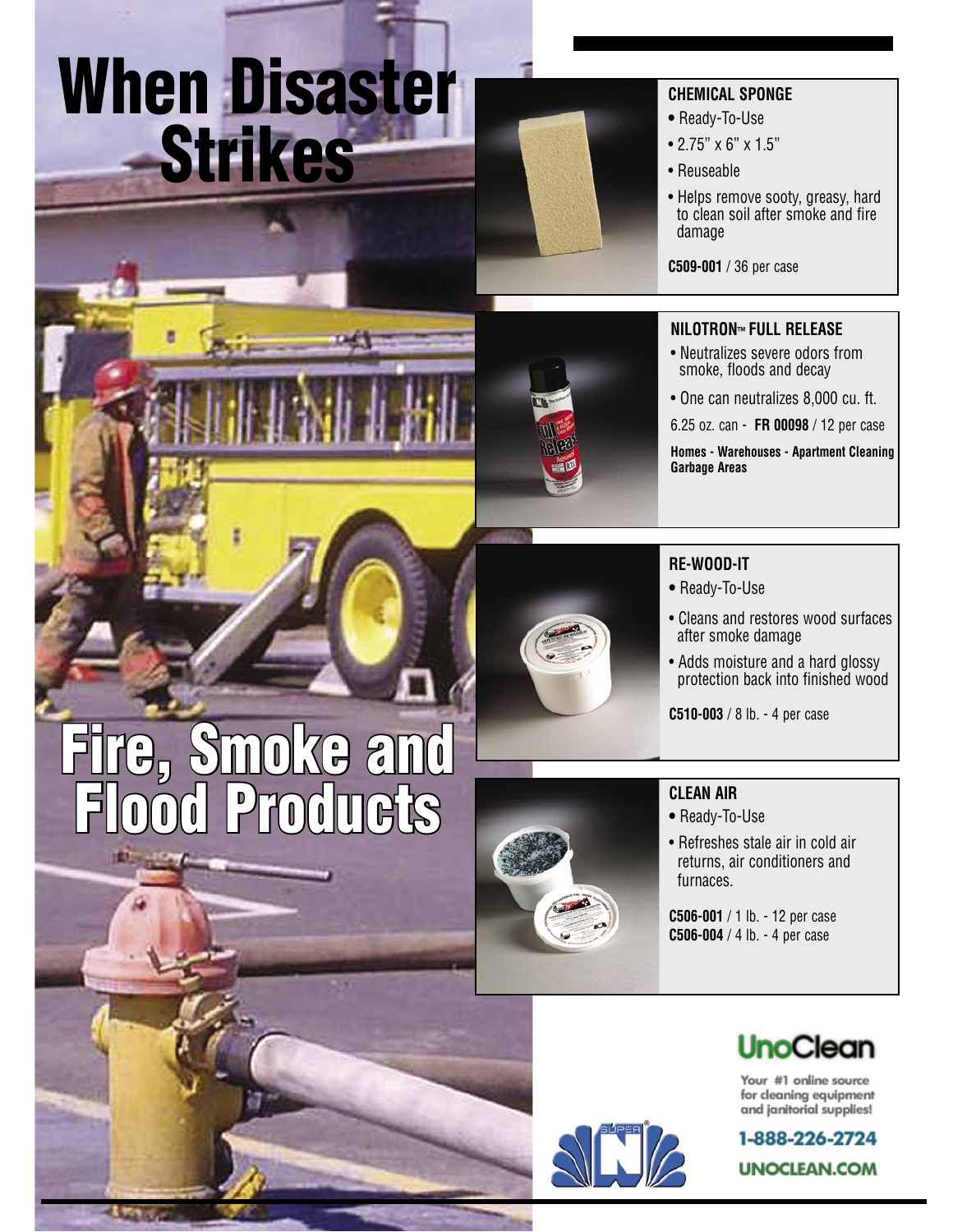# When Disaster Strikes

# Fire, Smoke and Flood Products

### CHEMICAL SPONGE

- Ready-To-Use
- 2.75" x 6" x 1.5"
- Reuseable
- Helps remove sooty, greasy, hard to clean soil after smoke and fire damage

**C509-001** / 36 per case

### NILOTRON™ FULL RELEASE

- Neutralizes severe odors from smoke, floods and decay
- One can neutralizes 8,000 cu. ft.

6.25 oz. can - **FR 00098** / 12 per case

**Homes - Warehouses - Apartment Cleaning Garbage Areas**

### RE-WOOD-IT

- Ready-To-Use
- Cleans and restores wood surfaces after smoke damage
- Adds moisture and a hard glossy protection back into finished wood

**C510-003** / 8 lb. - 4 per case

### CLEAN AIR

- Ready-To-Use
- Refreshes stale air in cold air returns, air conditioners and furnaces.

**C506-001** / 1 lb. - 12 per case
**C506-004** / 4 lb. - 4 per case

UnoClean

Your #1 online source for cleaning equipment and janitorial supplies!

1-888-226-2724

UNOCLEAN.COM